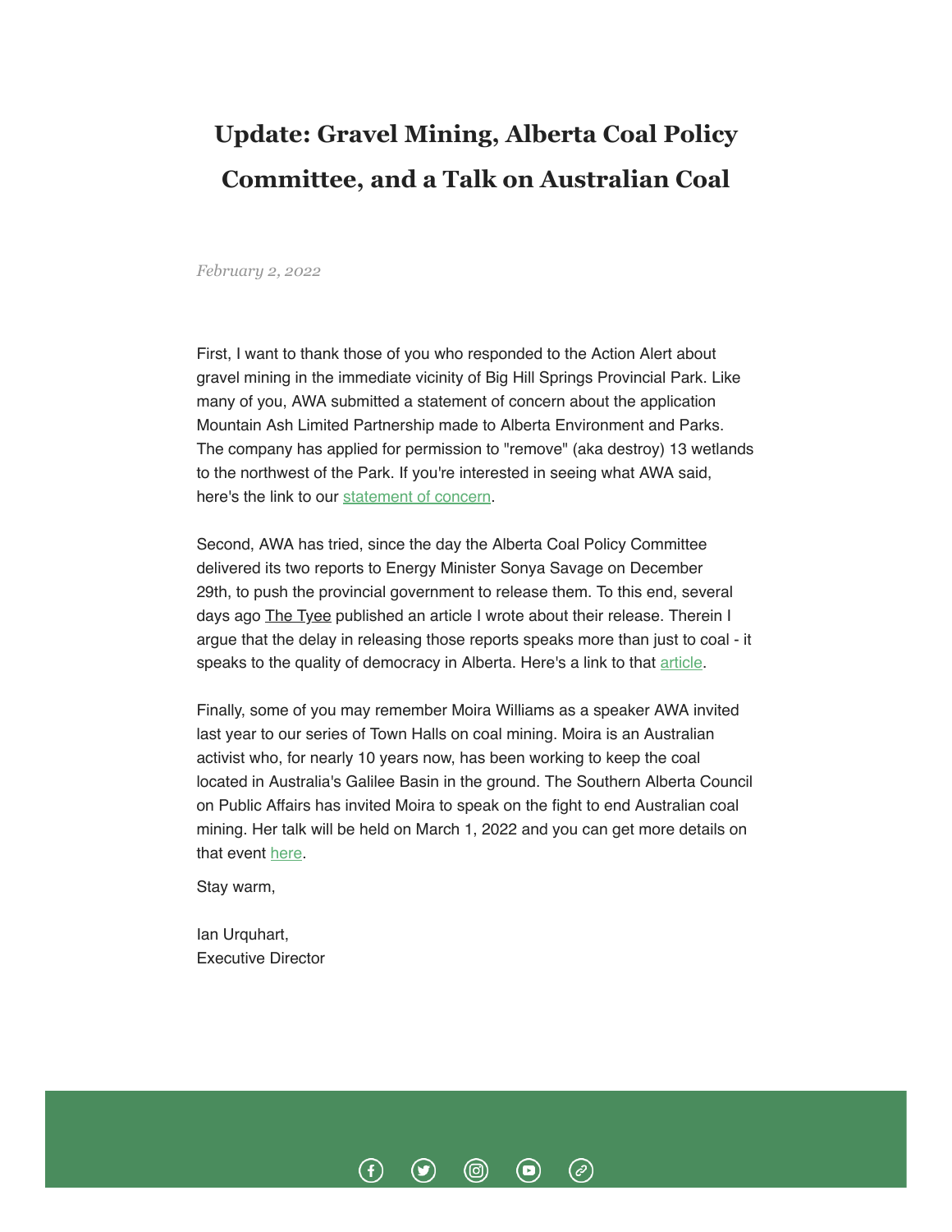# Update: Gravel Mining, Alberta Coal Policy Committee, and a Talk on Australian Coal

*February 2, 2022*

First, I want to thank those of you who responded to the Action Alert about gravel mining in the immediate vicinity of Big Hill Springs Provincial Park. Like many of you, AWA submitted a statement of concern about the application Mountain Ash Limited Partnership made to Alberta Environment and Parks. The company has applied for permission to "remove" (aka destroy) 13 wetlands to the northwest of the Park. If you're interested in seeing what AWA said, here's the link to our statement of concern.

Second, AWA has tried, since the day the Alberta Coal Policy Committee delivered its two reports to Energy Minister Sonya Savage on December 29th, to push the provincial government to release them. To this end, several days ago The Tyee published an article I wrote about their release. Therein I argue that the delay in releasing those reports speaks more than just to coal - it speaks to the quality of democracy in Alberta. Here's a link to that article.

Finally, some of you may remember Moira Williams as a speaker AWA invited last year to our series of Town Halls on coal mining. Moira is an Australian activist who, for nearly 10 years now, has been working to keep the coal located in Australia's Galilee Basin in the ground. The Southern Alberta Council on Public Affairs has invited Moira to speak on the fight to end Australian coal mining. Her talk will be held on March 1, 2022 and you can get more details on that event here.

Stay warm,

Ian Urquhart,
Executive Director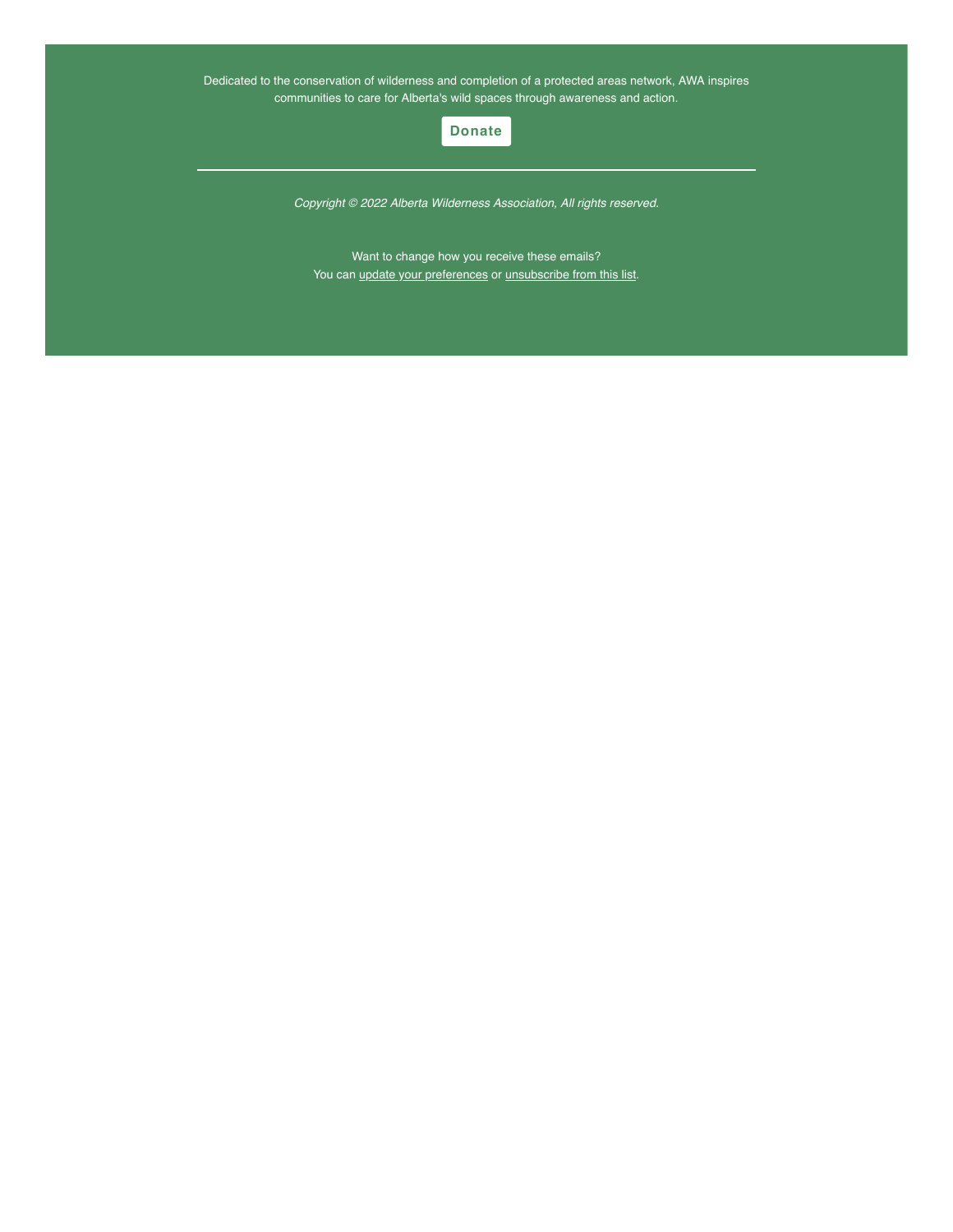Dedicated to the conservation of wilderness and completion of a protected areas network, AWA inspires communities to care for Alberta's wild spaces through awareness and action.

**Donate**

---

*Copyright © 2022 Alberta Wilderness Association, All rights reserved.*

Want to change how you receive these emails?
You can update your preferences or unsubscribe from this list.